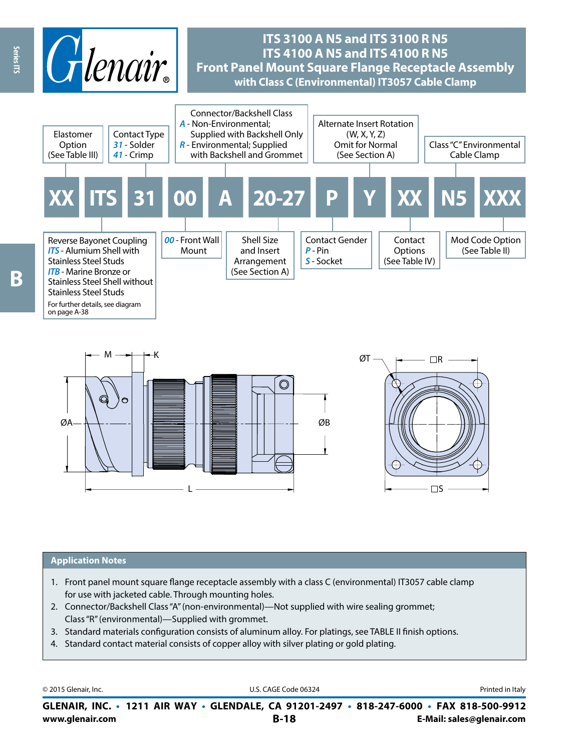# ITS 3100 A N5 and ITS 3100 R N5
# ITS 4100 A N5 and ITS 4100 R N5
# Front Panel Mount Square Flange Receptacle Assembly
## with Class C (Environmental) IT3057 Cable Clamp

**XX ITS 31 00 A 20-27 P Y XX N5 XXX**

- **XX** — Elastomer Option (See Table III)
- **ITS** — Reverse Bayonet Coupling
  - *ITS* - Alumium Shell with Stainless Steel Studs
  - *ITB* - Marine Bronze or Stainless Steel Shell without Stainless Steel Studs
  - For further details, see diagram on page A-38
- **31** — Contact Type
  - *31* - Solder
  - *41* - Crimp
- **00** — *00* - Front Wall Mount
- **A** — Connector/Backshell Class
  - *A* - Non-Environmental; Supplied with Backshell Only
  - *R* - Environmental; Supplied with Backshell and Grommet
- **20-27** — Shell Size and Insert Arrangement (See Section A)
- **P** — Contact Gender
  - *P* - Pin
  - *S* - Socket
- **Y** — Alternate Insert Rotation (W, X, Y, Z) Omit for Normal (See Section A)
- **XX** — Contact Options (See Table IV)
- **N5** — Class "C" Environmental Cable Clamp
- **XXX** — Mod Code Option (See Table II)

M, K, ØA, ØB, L, ØT, □R, □S

## Application Notes

1. Front panel mount square flange receptacle assembly with a class C (environmental) IT3057 cable clamp for use with jacketed cable. Through mounting holes.
2. Connector/Backshell Class "A" (non-environmental)—Not supplied with wire sealing grommet; Class "R" (environmental)—Supplied with grommet.
3. Standard materials configuration consists of aluminum alloy. For platings, see TABLE II finish options.
4. Standard contact material consists of copper alloy with silver plating or gold plating.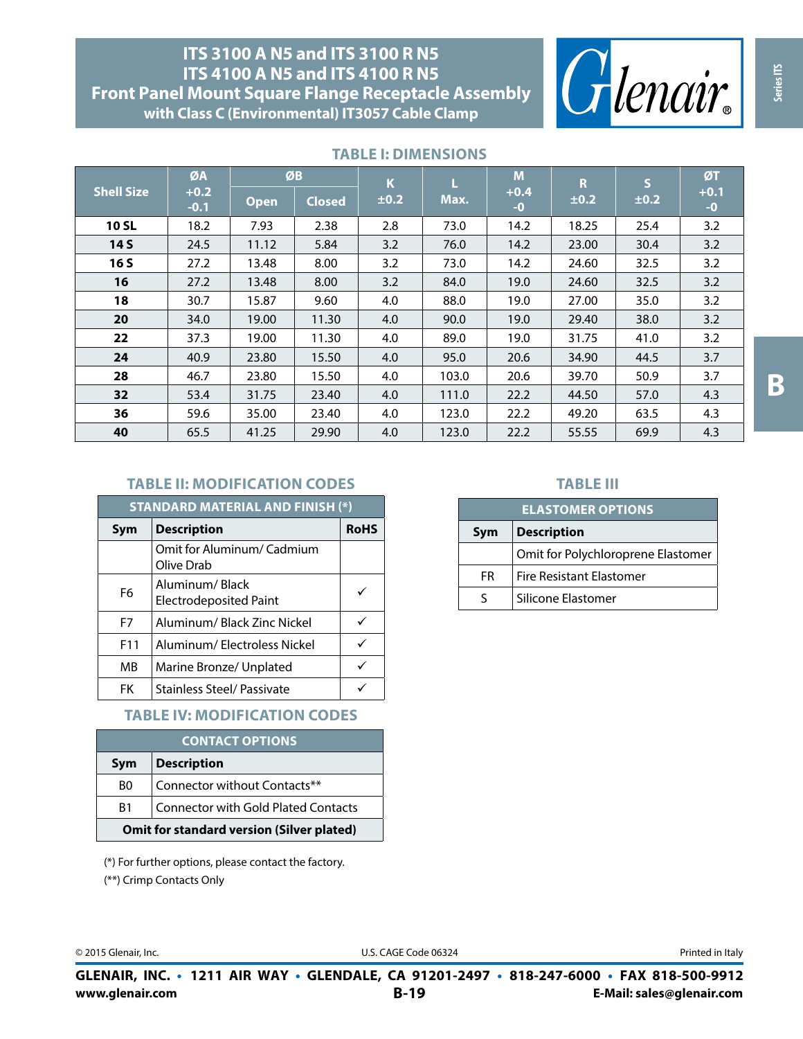# ITS 3100 A N5 and ITS 3100 R N5
# ITS 4100 A N5 and ITS 4100 R N5
# Front Panel Mount Square Flange Receptacle Assembly
## with Class C (Environmental) IT3057 Cable Clamp

## TABLE I: DIMENSIONS

| Shell Size | ØA +0.2 -0.1 | ØB | | K ±0.2 | L Max. | M +0.4 -0 | R ±0.2 | S ±0.2 | ØT +0.1 -0 |
|---|---|---|---|---|---|---|---|---|---|
| | | Open | Closed | | | | | | |
| **10 SL** | 18.2 | 7.93 | 2.38 | 2.8 | 73.0 | 14.2 | 18.25 | 25.4 | 3.2 |
| **14 S** | 24.5 | 11.12 | 5.84 | 3.2 | 76.0 | 14.2 | 23.00 | 30.4 | 3.2 |
| **16 S** | 27.2 | 13.48 | 8.00 | 3.2 | 73.0 | 14.2 | 24.60 | 32.5 | 3.2 |
| **16** | 27.2 | 13.48 | 8.00 | 3.2 | 84.0 | 19.0 | 24.60 | 32.5 | 3.2 |
| **18** | 30.7 | 15.87 | 9.60 | 4.0 | 88.0 | 19.0 | 27.00 | 35.0 | 3.2 |
| **20** | 34.0 | 19.00 | 11.30 | 4.0 | 90.0 | 19.0 | 29.40 | 38.0 | 3.2 |
| **22** | 37.3 | 19.00 | 11.30 | 4.0 | 89.0 | 19.0 | 31.75 | 41.0 | 3.2 |
| **24** | 40.9 | 23.80 | 15.50 | 4.0 | 95.0 | 20.6 | 34.90 | 44.5 | 3.7 |
| **28** | 46.7 | 23.80 | 15.50 | 4.0 | 103.0 | 20.6 | 39.70 | 50.9 | 3.7 |
| **32** | 53.4 | 31.75 | 23.40 | 4.0 | 111.0 | 22.2 | 44.50 | 57.0 | 4.3 |
| **36** | 59.6 | 35.00 | 23.40 | 4.0 | 123.0 | 22.2 | 49.20 | 63.5 | 4.3 |
| **40** | 65.5 | 41.25 | 29.90 | 4.0 | 123.0 | 22.2 | 55.55 | 69.9 | 4.3 |

## TABLE II: MODIFICATION CODES

| STANDARD MATERIAL AND FINISH (*) | | |
|---|---|---|
| **Sym** | **Description** | **RoHS** |
| | Omit for Aluminum/ Cadmium Olive Drab | |
| F6 | Aluminum/ Black Electrodeposited Paint | ✓ |
| F7 | Aluminum/ Black Zinc Nickel | ✓ |
| F11 | Aluminum/ Electroless Nickel | ✓ |
| MB | Marine Bronze/ Unplated | ✓ |
| FK | Stainless Steel/ Passivate | ✓ |

## TABLE III

| ELASTOMER OPTIONS | |
|---|---|
| **Sym** | **Description** |
| | Omit for Polychloroprene Elastomer |
| FR | Fire Resistant Elastomer |
| S | Silicone Elastomer |

## TABLE IV: MODIFICATION CODES

| CONTACT OPTIONS | |
|---|---|
| **Sym** | **Description** |
| B0 | Connector without Contacts** |
| B1 | Connector with Gold Plated Contacts |
| **Omit for standard version (Silver plated)** | |

(*) For further options, please contact the factory.

(**) Crimp Contacts Only